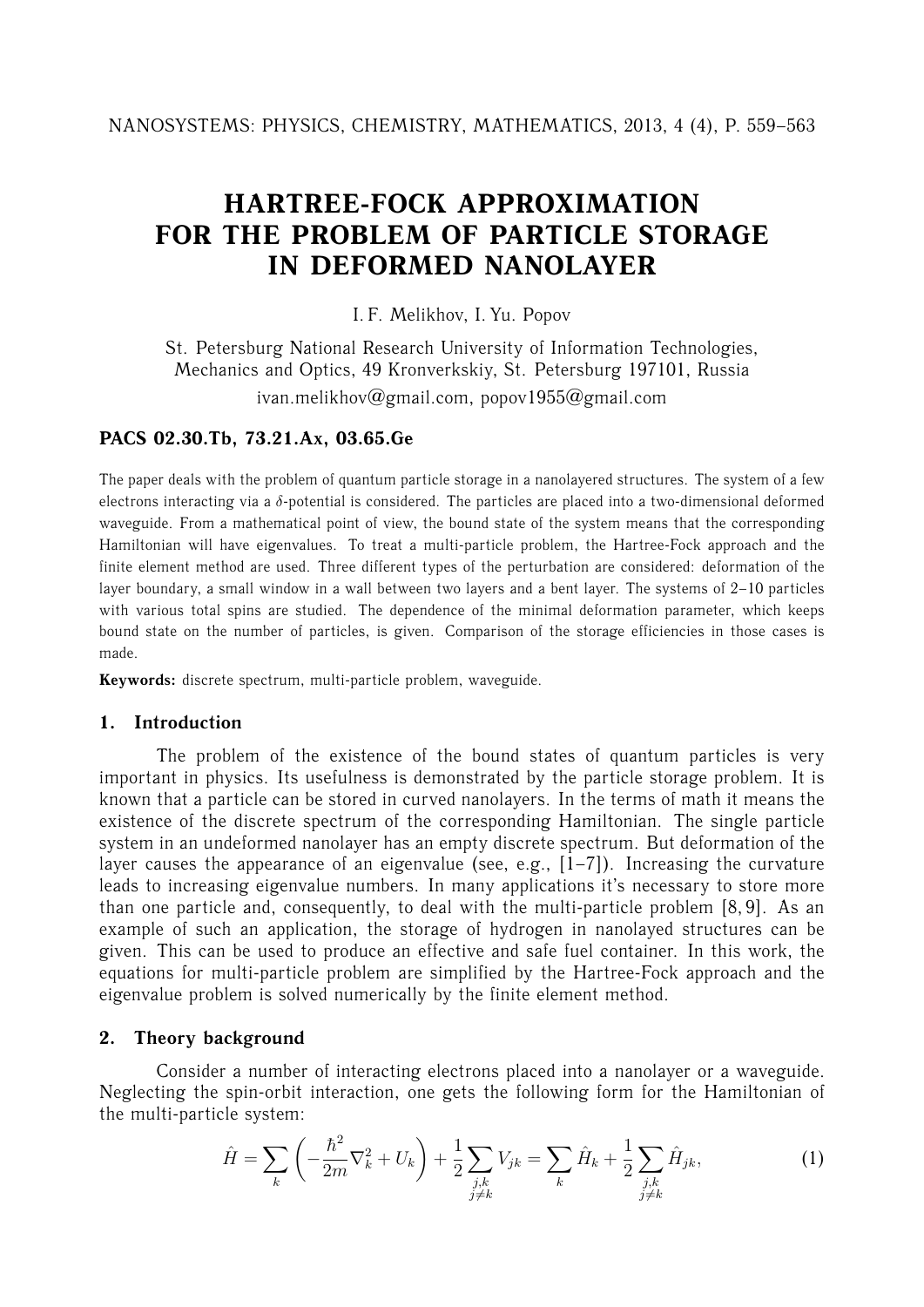# HARTREE-FOCK APPROXIMATION FOR THE PROBLEM OF PARTICLE STORAGE IN DEFORMED NANOLAYER

I. F. Melikhov, I. Yu. Popov

St. Petersburg National Research University of Information Technologies, Mechanics and Optics, 49 Kronverkskiy, St. Petersburg 197101, Russia

ivan.melikhov@gmail.com, popov1955@gmail.com

**PACS 02.30.Tb, 73.21.Ax, 03.65.Ge**

The paper deals with the problem of quantum particle storage in a nanolayered structures. The system of a few electrons interacting via a $\delta$-potential is considered. The particles are placed into a two-dimensional deformed waveguide. From a mathematical point of view, the bound state of the system means that the corresponding Hamiltonian will have eigenvalues. To treat a multi-particle problem, the Hartree-Fock approach and the finite element method are used. Three different types of the perturbation are considered: deformation of the layer boundary, a small window in a wall between two layers and a bent layer. The systems of 2–10 particles with various total spins are studied. The dependence of the minimal deformation parameter, which keeps bound state on the number of particles, is given. Comparison of the storage efficiencies in those cases is made.

**Keywords:** discrete spectrum, multi-particle problem, waveguide.

## 1. Introduction

The problem of the existence of the bound states of quantum particles is very important in physics. Its usefulness is demonstrated by the particle storage problem. It is known that a particle can be stored in curved nanolayers. In the terms of math it means the existence of the discrete spectrum of the corresponding Hamiltonian. The single particle system in an undeformed nanolayer has an empty discrete spectrum. But deformation of the layer causes the appearance of an eigenvalue (see, e.g., [1–7]). Increasing the curvature leads to increasing eigenvalue numbers. In many applications it's necessary to store more than one particle and, consequently, to deal with the multi-particle problem [8, 9]. As an example of such an application, the storage of hydrogen in nanolayed structures can be given. This can be used to produce an effective and safe fuel container. In this work, the equations for multi-particle problem are simplified by the Hartree-Fock approach and the eigenvalue problem is solved numerically by the finite element method.

## 2. Theory background

Consider a number of interacting electrons placed into a nanolayer or a waveguide. Neglecting the spin-orbit interaction, one gets the following form for the Hamiltonian of the multi-particle system:

$$\hat{H} = \sum_{k} \left( -\frac{\hbar^2}{2m} \nabla_k^2 + U_k \right) + \frac{1}{2} \sum_{\substack{j,k \\ j \neq k}} V_{jk} = \sum_{k} \hat{H}_k + \frac{1}{2} \sum_{\substack{j,k \\ j \neq k}} \hat{H}_{jk}, \tag{1}$$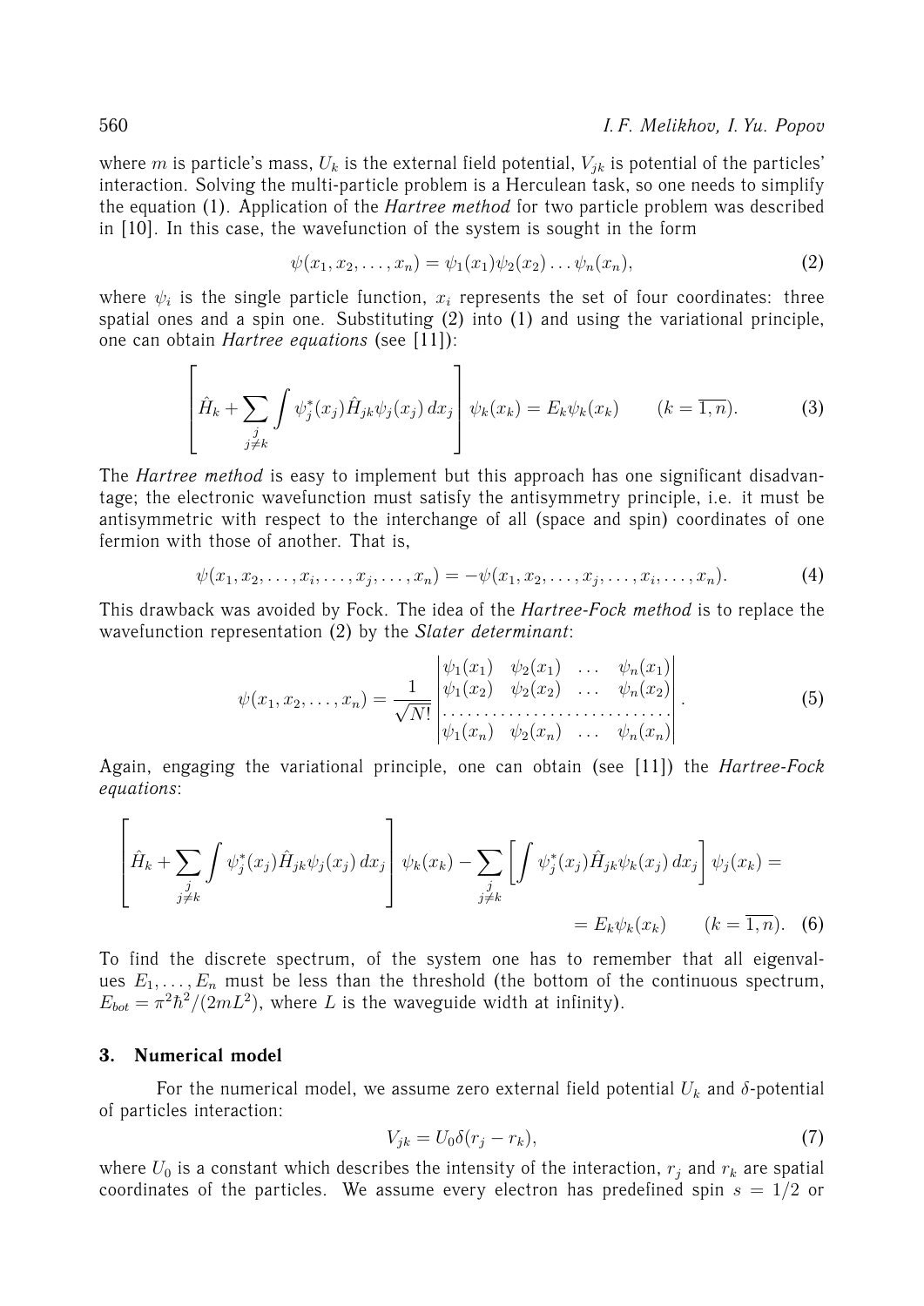where $m$ is particle's mass, $U_k$ is the external field potential, $V_{jk}$ is potential of the particles' interaction. Solving the multi-particle problem is a Herculean task, so one needs to simplify the equation (1). Application of the *Hartree method* for two particle problem was described in [10]. In this case, the wavefunction of the system is sought in the form

$$\psi(x_1, x_2, \ldots, x_n) = \psi_1(x_1)\psi_2(x_2)\ldots\psi_n(x_n), \tag{2}$$

where $\psi_i$ is the single particle function, $x_i$ represents the set of four coordinates: three spatial ones and a spin one. Substituting (2) into (1) and using the variational principle, one can obtain *Hartree equations* (see [11]):

$$\left[\hat{H}_k + \sum_{\substack{j \\ j\neq k}} \int \psi_j^*(x_j)\hat{H}_{jk}\psi_j(x_j)\,dx_j\right]\psi_k(x_k) = E_k\psi_k(x_k) \qquad (k = \overline{1,n}). \tag{3}$$

The *Hartree method* is easy to implement but this approach has one significant disadvantage; the electronic wavefunction must satisfy the antisymmetry principle, i.e. it must be antisymmetric with respect to the interchange of all (space and spin) coordinates of one fermion with those of another. That is,

$$\psi(x_1, x_2, \ldots, x_i, \ldots, x_j, \ldots, x_n) = -\psi(x_1, x_2, \ldots, x_j, \ldots, x_i, \ldots, x_n). \tag{4}$$

This drawback was avoided by Fock. The idea of the *Hartree-Fock method* is to replace the wavefunction representation (2) by the *Slater determinant*:

$$\psi(x_1, x_2, \ldots, x_n) = \frac{1}{\sqrt{N!}}\begin{vmatrix} \psi_1(x_1) & \psi_2(x_1) & \ldots & \psi_n(x_1) \\ \psi_1(x_2) & \psi_2(x_2) & \ldots & \psi_n(x_2) \\ \ldots & \ldots & \ldots & \ldots \\ \psi_1(x_n) & \psi_2(x_n) & \ldots & \psi_n(x_n) \end{vmatrix}. \tag{5}$$

Again, engaging the variational principle, one can obtain (see [11]) the *Hartree-Fock equations*:

$$\left[\hat{H}_k + \sum_{\substack{j \\ j\neq k}} \int \psi_j^*(x_j)\hat{H}_{jk}\psi_j(x_j)\,dx_j\right]\psi_k(x_k) - \sum_{\substack{j \\ j\neq k}} \left[\int \psi_j^*(x_j)\hat{H}_{jk}\psi_k(x_j)\,dx_j\right]\psi_j(x_k) = E_k\psi_k(x_k) \qquad (k = \overline{1,n}). \tag{6}$$

To find the discrete spectrum, of the system one has to remember that all eigenvalues $E_1, \ldots, E_n$ must be less than the threshold (the bottom of the continuous spectrum, $E_{bot} = \pi^2\hbar^2/(2mL^2)$, where $L$ is the waveguide width at infinity).

## 3. Numerical model

For the numerical model, we assume zero external field potential $U_k$ and $\delta$-potential of particles interaction:

$$V_{jk} = U_0\delta(r_j - r_k), \tag{7}$$

where $U_0$ is a constant which describes the intensity of the interaction, $r_j$ and $r_k$ are spatial coordinates of the particles. We assume every electron has predefined spin $s = 1/2$ or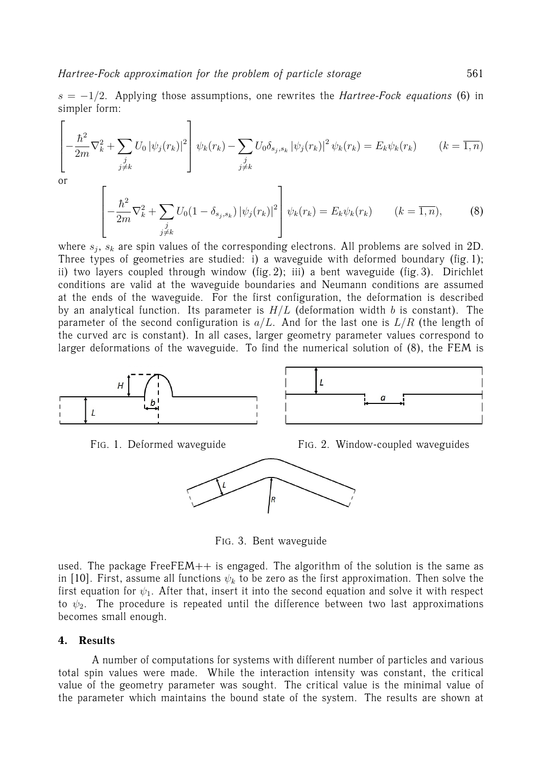$s = -1/2$. Applying those assumptions, one rewrites the *Hartree-Fock equations* (6) in simpler form:

$$\left[-\frac{\hbar^2}{2m}\nabla_k^2 + \sum_{\substack{j \\ j\neq k}} U_0 |\psi_j(r_k)|^2\right]\psi_k(r_k) - \sum_{\substack{j \\ j\neq k}} U_0 \delta_{s_j,s_k} |\psi_j(r_k)|^2 \psi_k(r_k) = E_k\psi_k(r_k) \qquad (k=\overline{1,n})$$

or

$$\left[-\frac{\hbar^2}{2m}\nabla_k^2 + \sum_{\substack{j \\ j\neq k}} U_0(1-\delta_{s_j,s_k}) |\psi_j(r_k)|^2\right]\psi_k(r_k) = E_k\psi_k(r_k) \qquad (k=\overline{1,n}), \tag{8}$$

where $s_j$, $s_k$ are spin values of the corresponding electrons. All problems are solved in 2D. Three types of geometries are studied: i) a waveguide with deformed boundary (fig. 1); ii) two layers coupled through window (fig. 2); iii) a bent waveguide (fig. 3). Dirichlet conditions are valid at the waveguide boundaries and Neumann conditions are assumed at the ends of the waveguide. For the first configuration, the deformation is described by an analytical function. Its parameter is $H/L$ (deformation width $b$ is constant). The parameter of the second configuration is $a/L$. And for the last one is $L/R$ (the length of the curved arc is constant). In all cases, larger geometry parameter values correspond to larger deformations of the waveguide. To find the numerical solution of (8), the FEM is used. The package FreeFEM++ is engaged. The algorithm of the solution is the same as in [10]. First, assume all functions $\psi_k$ to be zero as the first approximation. Then solve the first equation for $\psi_1$. After that, insert it into the second equation and solve it with respect to $\psi_2$. The procedure is repeated until the difference between two last approximations becomes small enough.

FIG. 1. Deformed waveguide

FIG. 2. Window-coupled waveguides

FIG. 3. Bent waveguide

## 4. Results

A number of computations for systems with different number of particles and various total spin values were made. While the interaction intensity was constant, the critical value of the geometry parameter was sought. The critical value is the minimal value of the parameter which maintains the bound state of the system. The results are shown at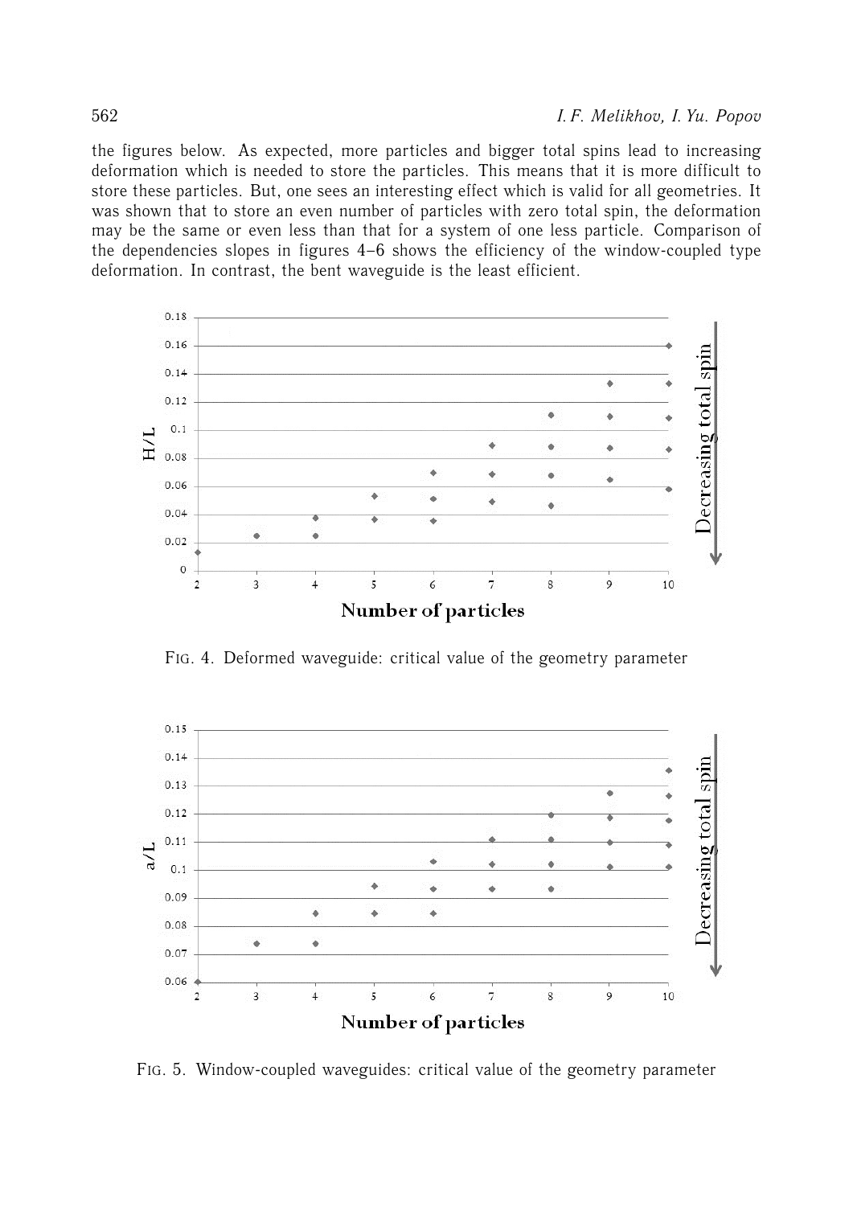the figures below. As expected, more particles and bigger total spins lead to increasing deformation which is needed to store the particles. This means that it is more difficult to store these particles. But, one sees an interesting effect which is valid for all geometries. It was shown that to store an even number of particles with zero total spin, the deformation may be the same or even less than that for a system of one less particle. Comparison of the dependencies slopes in figures 4–6 shows the efficiency of the window-coupled type deformation. In contrast, the bent waveguide is the least efficient.

FIG. 4. Deformed waveguide: critical value of the geometry parameter

FIG. 5. Window-coupled waveguides: critical value of the geometry parameter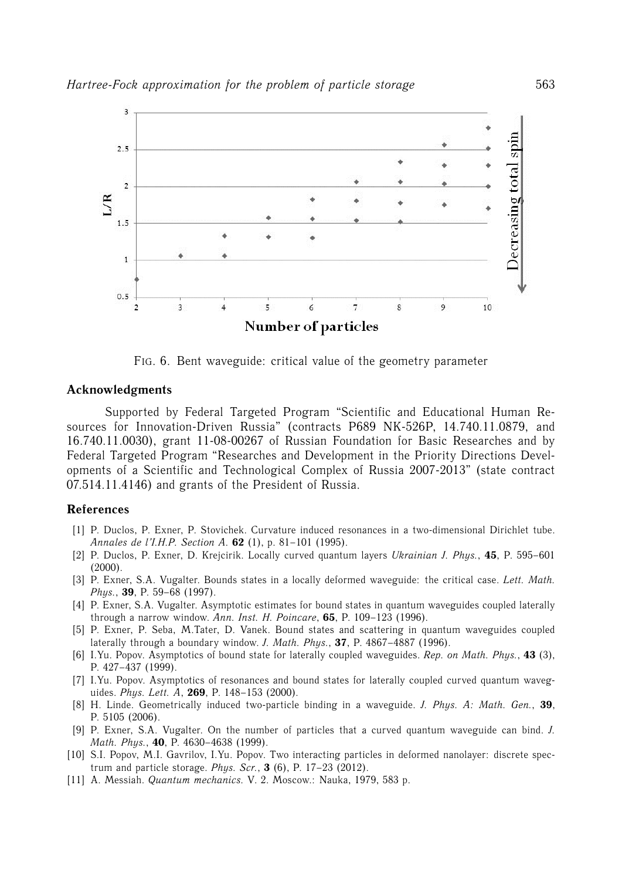3
2.5
2
1.5
1
0.5
L/R
2 3 4 5 6 7 8 9 10
Number of particles
Decreasing total spin

FIG. 6. Bent waveguide: critical value of the geometry parameter

## Acknowledgments

Supported by Federal Targeted Program "Scientific and Educational Human Resources for Innovation-Driven Russia" (contracts P689 NK-526P, 14.740.11.0879, and 16.740.11.0030), grant 11-08-00267 of Russian Foundation for Basic Researches and by Federal Targeted Program "Researches and Development in the Priority Directions Developments of a Scientific and Technological Complex of Russia 2007-2013" (state contract 07.514.11.4146) and grants of the President of Russia.

## References

[1] P. Duclos, P. Exner, P. Stovichek. Curvature induced resonances in a two-dimensional Dirichlet tube. *Annales de l'I.H.P. Section A*. **62** (1), p. 81–101 (1995).

[2] P. Duclos, P. Exner, D. Krejcirik. Locally curved quantum layers *Ukrainian J. Phys.*, **45**, P. 595–601 (2000).

[3] P. Exner, S.A. Vugalter. Bounds states in a locally deformed waveguide: the critical case. *Lett. Math. Phys.*, **39**, P. 59–68 (1997).

[4] P. Exner, S.A. Vugalter. Asymptotic estimates for bound states in quantum waveguides coupled laterally through a narrow window. *Ann. Inst. H. Poincare*, **65**, P. 109–123 (1996).

[5] P. Exner, P. Seba, M.Tater, D. Vanek. Bound states and scattering in quantum waveguides coupled laterally through a boundary window. *J. Math. Phys.*, **37**, P. 4867–4887 (1996).

[6] I.Yu. Popov. Asymptotics of bound state for laterally coupled waveguides. *Rep. on Math. Phys.*, **43** (3), P. 427–437 (1999).

[7] I.Yu. Popov. Asymptotics of resonances and bound states for laterally coupled curved quantum waveguides. *Phys. Lett. A*, **269**, P. 148–153 (2000).

[8] H. Linde. Geometrically induced two-particle binding in a waveguide. *J. Phys. A: Math. Gen.*, **39**, P. 5105 (2006).

[9] P. Exner, S.A. Vugalter. On the number of particles that a curved quantum waveguide can bind. *J. Math. Phys.*, **40**, P. 4630–4638 (1999).

[10] S.I. Popov, M.I. Gavrilov, I.Yu. Popov. Two interacting particles in deformed nanolayer: discrete spectrum and particle storage. *Phys. Scr.*, **3** (6), P. 17–23 (2012).

[11] A. Messiah. *Quantum mechanics.* V. 2. Moscow.: Nauka, 1979, 583 p.